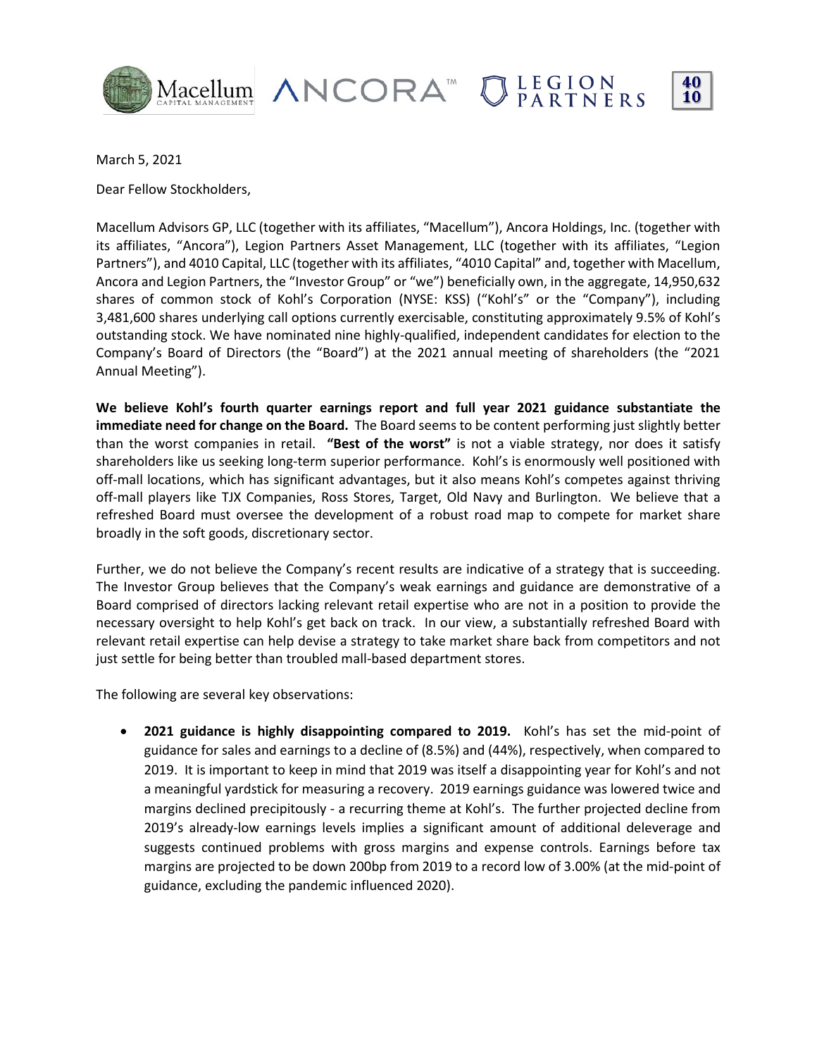Macellum CAPITAL MANAGEMENT ANCORA™ LEGION PARTNERS 40 10

March 5, 2021

Dear Fellow Stockholders,

Macellum Advisors GP, LLC (together with its affiliates, "Macellum"), Ancora Holdings, Inc. (together with its affiliates, "Ancora"), Legion Partners Asset Management, LLC (together with its affiliates, "Legion Partners"), and 4010 Capital, LLC (together with its affiliates, "4010 Capital" and, together with Macellum, Ancora and Legion Partners, the "Investor Group" or "we") beneficially own, in the aggregate, 14,950,632 shares of common stock of Kohl's Corporation (NYSE: KSS) ("Kohl's" or the "Company"), including 3,481,600 shares underlying call options currently exercisable, constituting approximately 9.5% of Kohl's outstanding stock. We have nominated nine highly-qualified, independent candidates for election to the Company's Board of Directors (the "Board") at the 2021 annual meeting of shareholders (the "2021 Annual Meeting").

**We believe Kohl's fourth quarter earnings report and full year 2021 guidance substantiate the immediate need for change on the Board.** The Board seems to be content performing just slightly better than the worst companies in retail. **"Best of the worst"** is not a viable strategy, nor does it satisfy shareholders like us seeking long-term superior performance. Kohl's is enormously well positioned with off-mall locations, which has significant advantages, but it also means Kohl's competes against thriving off-mall players like TJX Companies, Ross Stores, Target, Old Navy and Burlington. We believe that a refreshed Board must oversee the development of a robust road map to compete for market share broadly in the soft goods, discretionary sector.

Further, we do not believe the Company's recent results are indicative of a strategy that is succeeding. The Investor Group believes that the Company's weak earnings and guidance are demonstrative of a Board comprised of directors lacking relevant retail expertise who are not in a position to provide the necessary oversight to help Kohl's get back on track. In our view, a substantially refreshed Board with relevant retail expertise can help devise a strategy to take market share back from competitors and not just settle for being better than troubled mall-based department stores.

The following are several key observations:

- **2021 guidance is highly disappointing compared to 2019.** Kohl's has set the mid-point of guidance for sales and earnings to a decline of (8.5%) and (44%), respectively, when compared to 2019. It is important to keep in mind that 2019 was itself a disappointing year for Kohl's and not a meaningful yardstick for measuring a recovery. 2019 earnings guidance was lowered twice and margins declined precipitously - a recurring theme at Kohl's. The further projected decline from 2019's already-low earnings levels implies a significant amount of additional deleverage and suggests continued problems with gross margins and expense controls. Earnings before tax margins are projected to be down 200bp from 2019 to a record low of 3.00% (at the mid-point of guidance, excluding the pandemic influenced 2020).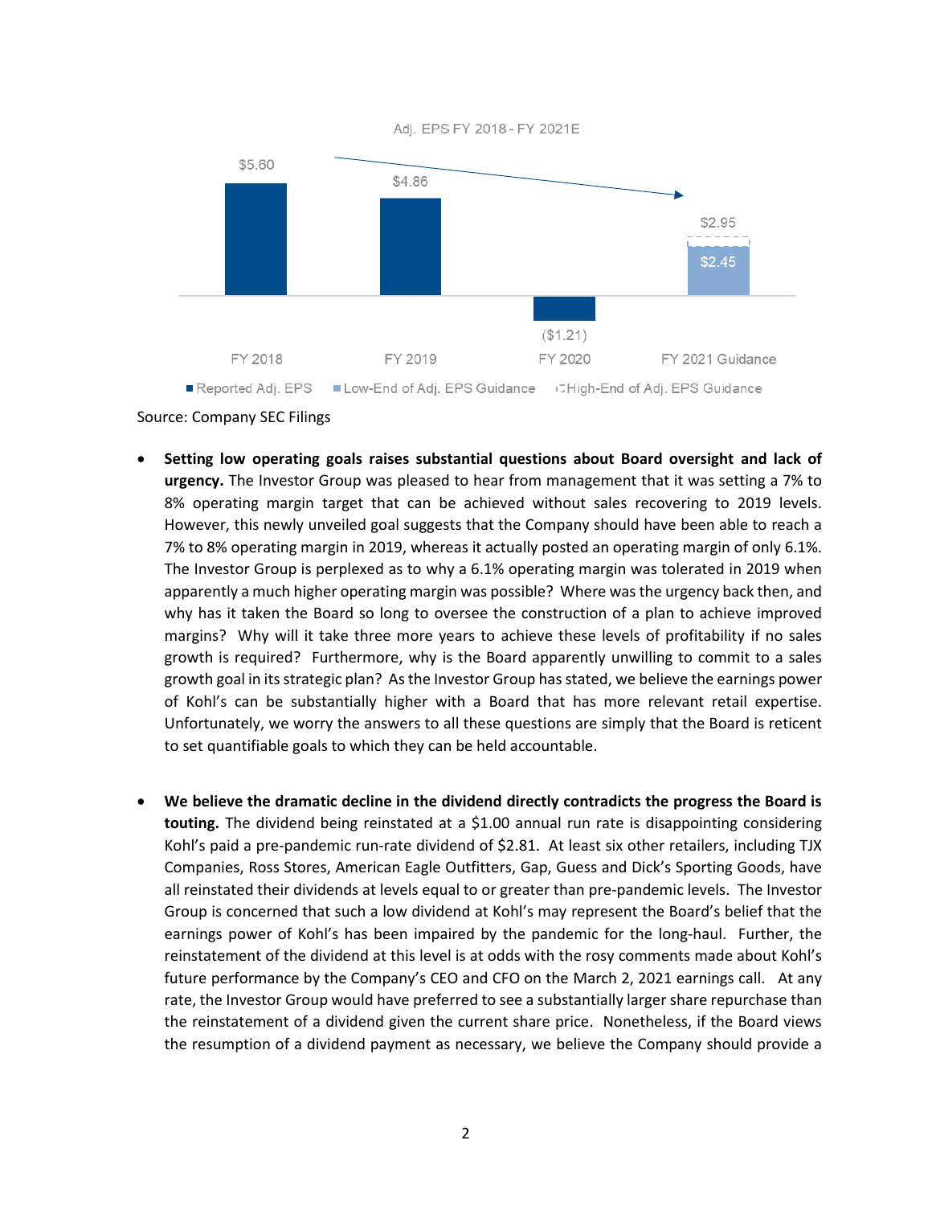Adj. EPS FY 2018 - FY 2021E

| | FY 2018 | FY 2019 | FY 2020 | FY 2021 Guidance |
|---|---|---|---|---|
| Reported Adj. EPS | $5.60 | $4.86 | ($1.21) | |
| Low-End of Adj. EPS Guidance | | | | $2.45 |
| High-End of Adj. EPS Guidance | | | | $2.95 |

Source: Company SEC Filings

- **Setting low operating goals raises substantial questions about Board oversight and lack of urgency.** The Investor Group was pleased to hear from management that it was setting a 7% to 8% operating margin target that can be achieved without sales recovering to 2019 levels. However, this newly unveiled goal suggests that the Company should have been able to reach a 7% to 8% operating margin in 2019, whereas it actually posted an operating margin of only 6.1%. The Investor Group is perplexed as to why a 6.1% operating margin was tolerated in 2019 when apparently a much higher operating margin was possible? Where was the urgency back then, and why has it taken the Board so long to oversee the construction of a plan to achieve improved margins? Why will it take three more years to achieve these levels of profitability if no sales growth is required? Furthermore, why is the Board apparently unwilling to commit to a sales growth goal in its strategic plan? As the Investor Group has stated, we believe the earnings power of Kohl's can be substantially higher with a Board that has more relevant retail expertise. Unfortunately, we worry the answers to all these questions are simply that the Board is reticent to set quantifiable goals to which they can be held accountable.

- **We believe the dramatic decline in the dividend directly contradicts the progress the Board is touting.** The dividend being reinstated at a $1.00 annual run rate is disappointing considering Kohl's paid a pre-pandemic run-rate dividend of $2.81. At least six other retailers, including TJX Companies, Ross Stores, American Eagle Outfitters, Gap, Guess and Dick's Sporting Goods, have all reinstated their dividends at levels equal to or greater than pre-pandemic levels. The Investor Group is concerned that such a low dividend at Kohl's may represent the Board's belief that the earnings power of Kohl's has been impaired by the pandemic for the long-haul. Further, the reinstatement of the dividend at this level is at odds with the rosy comments made about Kohl's future performance by the Company's CEO and CFO on the March 2, 2021 earnings call. At any rate, the Investor Group would have preferred to see a substantially larger share repurchase than the reinstatement of a dividend given the current share price. Nonetheless, if the Board views the resumption of a dividend payment as necessary, we believe the Company should provide a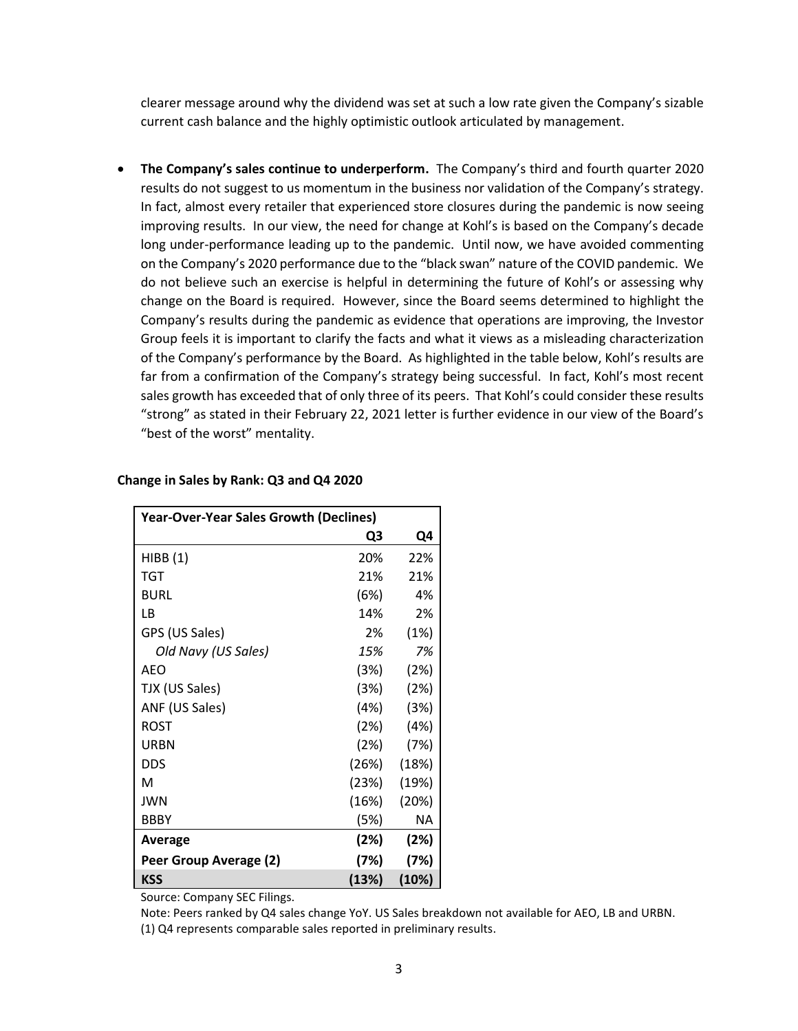clearer message around why the dividend was set at such a low rate given the Company's sizable current cash balance and the highly optimistic outlook articulated by management.

- **The Company's sales continue to underperform.** The Company's third and fourth quarter 2020 results do not suggest to us momentum in the business nor validation of the Company's strategy. In fact, almost every retailer that experienced store closures during the pandemic is now seeing improving results. In our view, the need for change at Kohl's is based on the Company's decade long under-performance leading up to the pandemic. Until now, we have avoided commenting on the Company's 2020 performance due to the "black swan" nature of the COVID pandemic. We do not believe such an exercise is helpful in determining the future of Kohl's or assessing why change on the Board is required. However, since the Board seems determined to highlight the Company's results during the pandemic as evidence that operations are improving, the Investor Group feels it is important to clarify the facts and what it views as a misleading characterization of the Company's performance by the Board. As highlighted in the table below, Kohl's results are far from a confirmation of the Company's strategy being successful. In fact, Kohl's most recent sales growth has exceeded that of only three of its peers. That Kohl's could consider these results "strong" as stated in their February 22, 2021 letter is further evidence in our view of the Board's "best of the worst" mentality.

**Change in Sales by Rank: Q3 and Q4 2020**

| Year-Over-Year Sales Growth (Declines) | Q3 | Q4 |
|---|---|---|
| HIBB (1) | 20% | 22% |
| TGT | 21% | 21% |
| BURL | (6%) | 4% |
| LB | 14% | 2% |
| GPS (US Sales) | 2% | (1%) |
| *Old Navy (US Sales)* | *15%* | *7%* |
| AEO | (3%) | (2%) |
| TJX (US Sales) | (3%) | (2%) |
| ANF (US Sales) | (4%) | (3%) |
| ROST | (2%) | (4%) |
| URBN | (2%) | (7%) |
| DDS | (26%) | (18%) |
| M | (23%) | (19%) |
| JWN | (16%) | (20%) |
| BBBY | (5%) | NA |
| **Average** | **(2%)** | **(2%)** |
| **Peer Group Average (2)** | **(7%)** | **(7%)** |
| **KSS** | **(13%)** | **(10%)** |

Source: Company SEC Filings.

Note: Peers ranked by Q4 sales change YoY. US Sales breakdown not available for AEO, LB and URBN.

(1) Q4 represents comparable sales reported in preliminary results.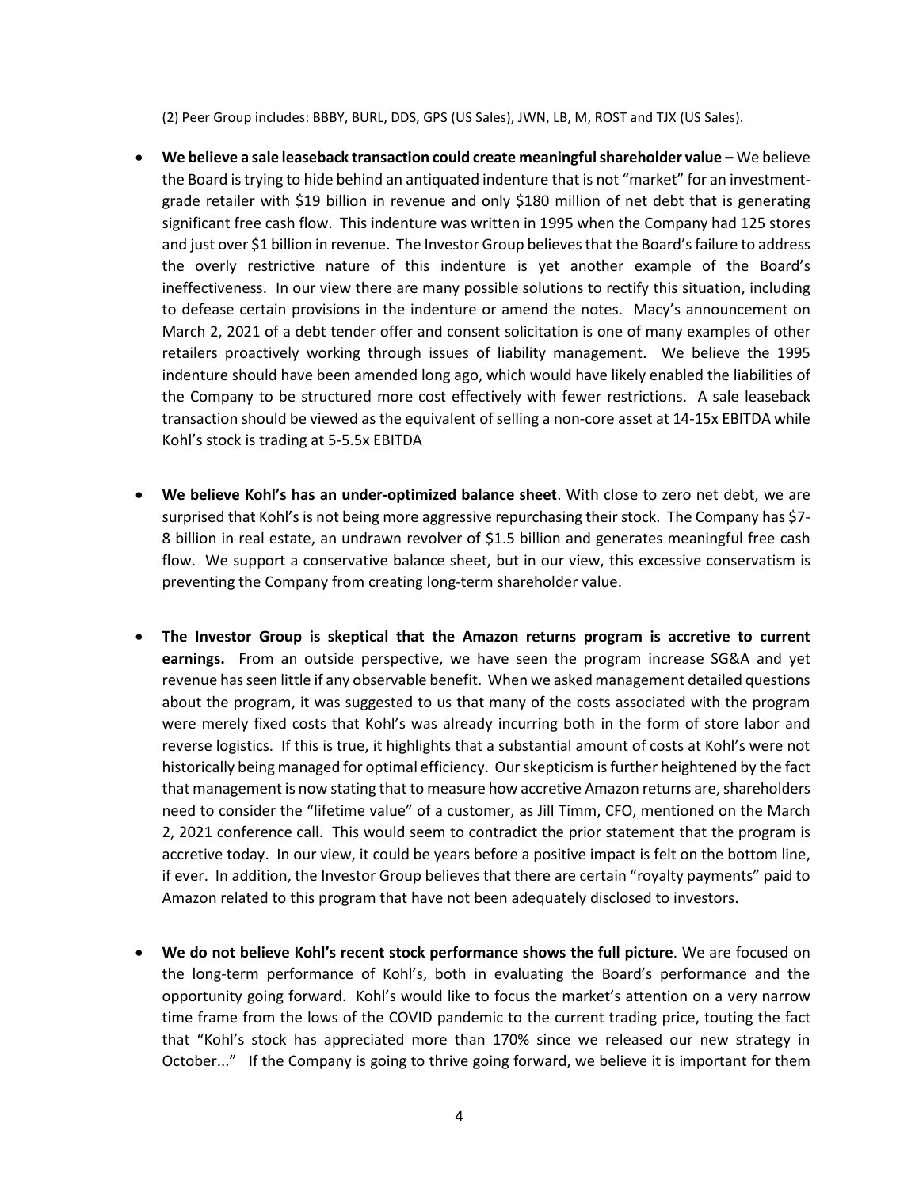(2) Peer Group includes: BBBY, BURL, DDS, GPS (US Sales), JWN, LB, M, ROST and TJX (US Sales).

- **We believe a sale leaseback transaction could create meaningful shareholder value –** We believe the Board is trying to hide behind an antiquated indenture that is not "market" for an investment-grade retailer with $19 billion in revenue and only $180 million of net debt that is generating significant free cash flow. This indenture was written in 1995 when the Company had 125 stores and just over $1 billion in revenue. The Investor Group believes that the Board's failure to address the overly restrictive nature of this indenture is yet another example of the Board's ineffectiveness. In our view there are many possible solutions to rectify this situation, including to defease certain provisions in the indenture or amend the notes. Macy's announcement on March 2, 2021 of a debt tender offer and consent solicitation is one of many examples of other retailers proactively working through issues of liability management. We believe the 1995 indenture should have been amended long ago, which would have likely enabled the liabilities of the Company to be structured more cost effectively with fewer restrictions. A sale leaseback transaction should be viewed as the equivalent of selling a non-core asset at 14-15x EBITDA while Kohl's stock is trading at 5-5.5x EBITDA

- **We believe Kohl's has an under-optimized balance sheet**. With close to zero net debt, we are surprised that Kohl's is not being more aggressive repurchasing their stock. The Company has $7-8 billion in real estate, an undrawn revolver of $1.5 billion and generates meaningful free cash flow. We support a conservative balance sheet, but in our view, this excessive conservatism is preventing the Company from creating long-term shareholder value.

- **The Investor Group is skeptical that the Amazon returns program is accretive to current earnings.** From an outside perspective, we have seen the program increase SG&A and yet revenue has seen little if any observable benefit. When we asked management detailed questions about the program, it was suggested to us that many of the costs associated with the program were merely fixed costs that Kohl's was already incurring both in the form of store labor and reverse logistics. If this is true, it highlights that a substantial amount of costs at Kohl's were not historically being managed for optimal efficiency. Our skepticism is further heightened by the fact that management is now stating that to measure how accretive Amazon returns are, shareholders need to consider the "lifetime value" of a customer, as Jill Timm, CFO, mentioned on the March 2, 2021 conference call. This would seem to contradict the prior statement that the program is accretive today. In our view, it could be years before a positive impact is felt on the bottom line, if ever. In addition, the Investor Group believes that there are certain "royalty payments" paid to Amazon related to this program that have not been adequately disclosed to investors.

- **We do not believe Kohl's recent stock performance shows the full picture**. We are focused on the long-term performance of Kohl's, both in evaluating the Board's performance and the opportunity going forward. Kohl's would like to focus the market's attention on a very narrow time frame from the lows of the COVID pandemic to the current trading price, touting the fact that "Kohl's stock has appreciated more than 170% since we released our new strategy in October..." If the Company is going to thrive going forward, we believe it is important for them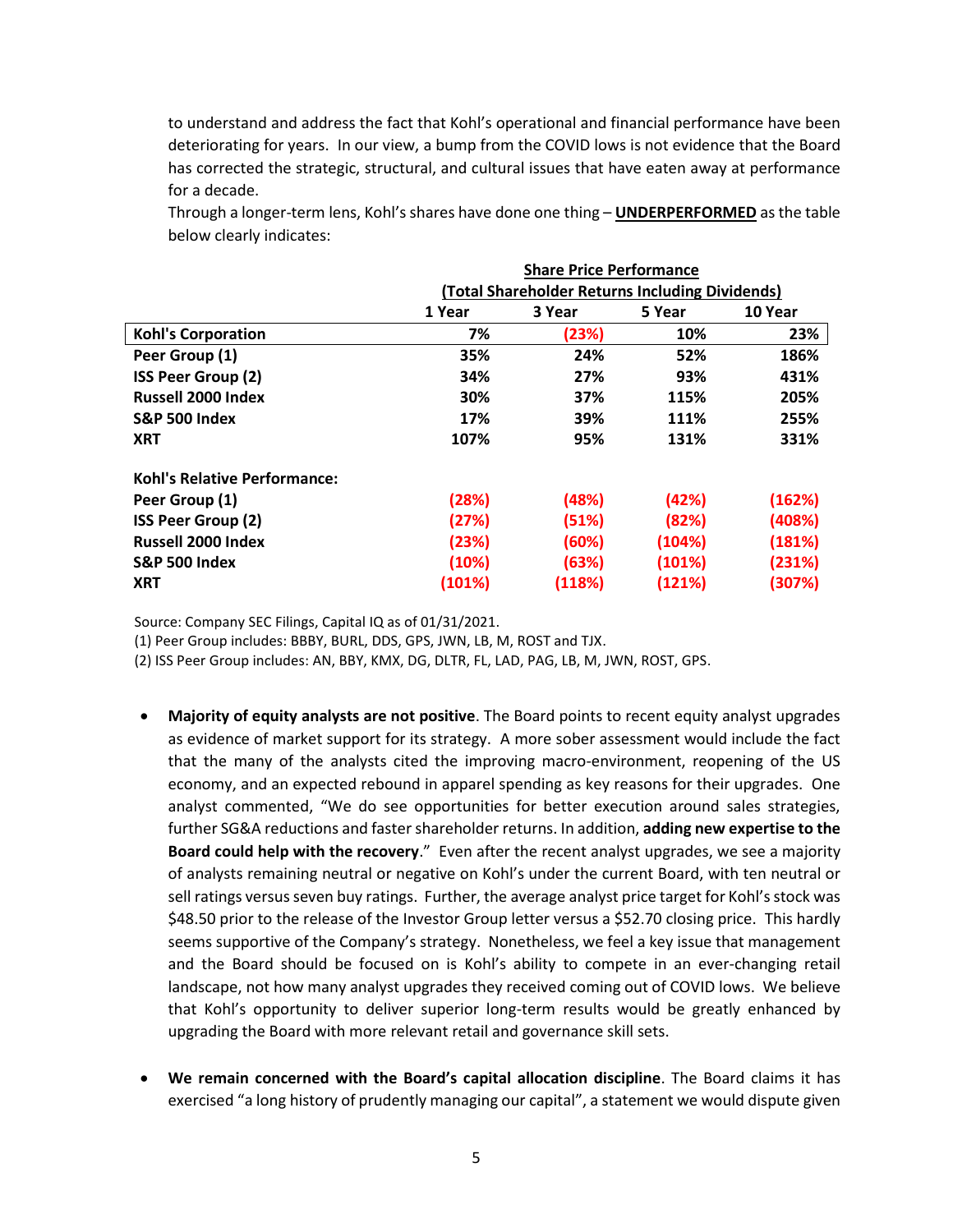to understand and address the fact that Kohl's operational and financial performance have been deteriorating for years. In our view, a bump from the COVID lows is not evidence that the Board has corrected the strategic, structural, and cultural issues that have eaten away at performance for a decade.

Through a longer-term lens, Kohl's shares have done one thing – **UNDERPERFORMED** as the table below clearly indicates:

| | **Share Price Performance (Total Shareholder Returns Including Dividends)** | | | |
|---|---|---|---|---|
| | **1 Year** | **3 Year** | **5 Year** | **10 Year** |
| **Kohl's Corporation** | **7%** | **(23%)** | **10%** | **23%** |
| **Peer Group (1)** | **35%** | **24%** | **52%** | **186%** |
| **ISS Peer Group (2)** | **34%** | **27%** | **93%** | **431%** |
| **Russell 2000 Index** | **30%** | **37%** | **115%** | **205%** |
| **S&P 500 Index** | **17%** | **39%** | **111%** | **255%** |
| **XRT** | **107%** | **95%** | **131%** | **331%** |
| **Kohl's Relative Performance:** | | | | |
| **Peer Group (1)** | **(28%)** | **(48%)** | **(42%)** | **(162%)** |
| **ISS Peer Group (2)** | **(27%)** | **(51%)** | **(82%)** | **(408%)** |
| **Russell 2000 Index** | **(23%)** | **(60%)** | **(104%)** | **(181%)** |
| **S&P 500 Index** | **(10%)** | **(63%)** | **(101%)** | **(231%)** |
| **XRT** | **(101%)** | **(118%)** | **(121%)** | **(307%)** |

Source: Company SEC Filings, Capital IQ as of 01/31/2021.
(1) Peer Group includes: BBBY, BURL, DDS, GPS, JWN, LB, M, ROST and TJX.
(2) ISS Peer Group includes: AN, BBY, KMX, DG, DLTR, FL, LAD, PAG, LB, M, JWN, ROST, GPS.

- **Majority of equity analysts are not positive**. The Board points to recent equity analyst upgrades as evidence of market support for its strategy. A more sober assessment would include the fact that the many of the analysts cited the improving macro-environment, reopening of the US economy, and an expected rebound in apparel spending as key reasons for their upgrades. One analyst commented, "We do see opportunities for better execution around sales strategies, further SG&A reductions and faster shareholder returns. In addition, **adding new expertise to the Board could help with the recovery**." Even after the recent analyst upgrades, we see a majority of analysts remaining neutral or negative on Kohl's under the current Board, with ten neutral or sell ratings versus seven buy ratings. Further, the average analyst price target for Kohl's stock was $48.50 prior to the release of the Investor Group letter versus a $52.70 closing price. This hardly seems supportive of the Company's strategy. Nonetheless, we feel a key issue that management and the Board should be focused on is Kohl's ability to compete in an ever-changing retail landscape, not how many analyst upgrades they received coming out of COVID lows. We believe that Kohl's opportunity to deliver superior long-term results would be greatly enhanced by upgrading the Board with more relevant retail and governance skill sets.

- **We remain concerned with the Board's capital allocation discipline**. The Board claims it has exercised "a long history of prudently managing our capital", a statement we would dispute given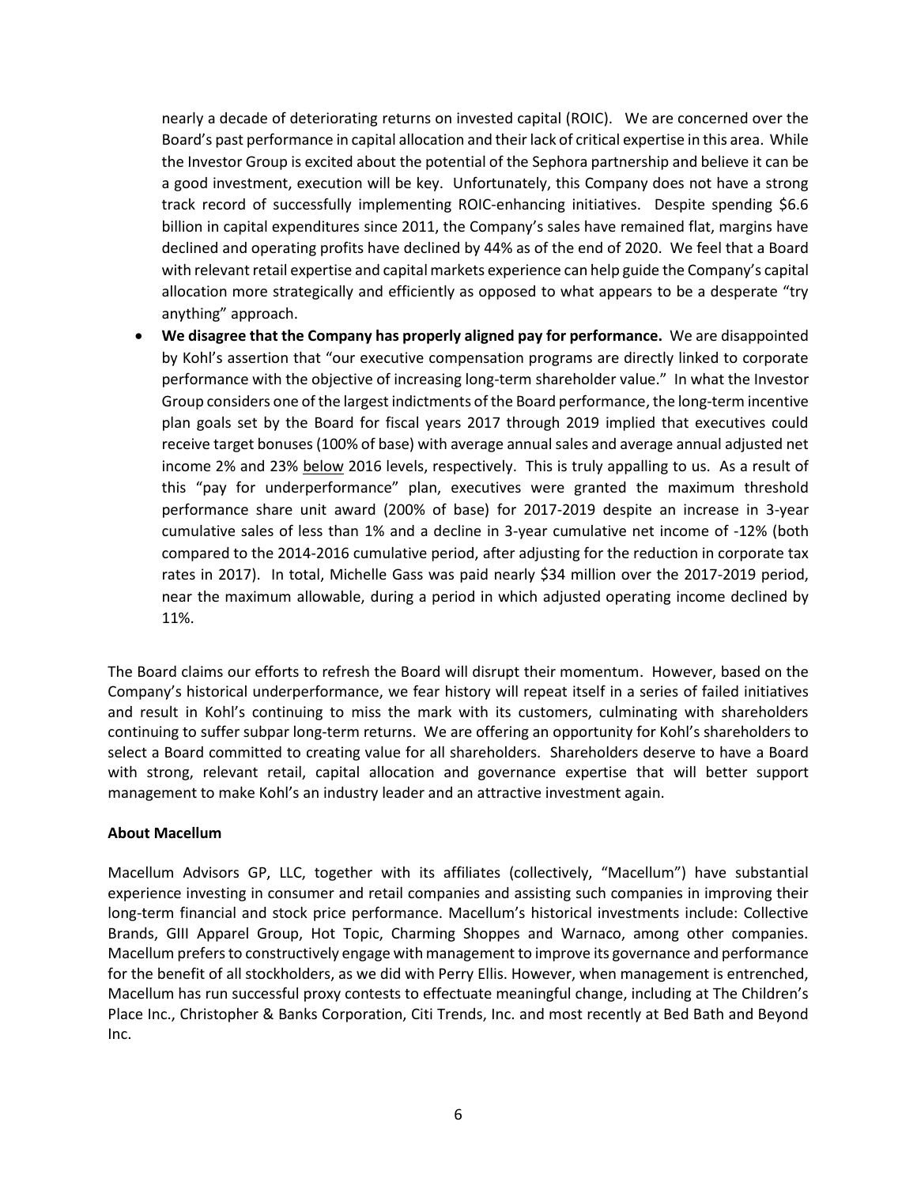nearly a decade of deteriorating returns on invested capital (ROIC). We are concerned over the Board's past performance in capital allocation and their lack of critical expertise in this area. While the Investor Group is excited about the potential of the Sephora partnership and believe it can be a good investment, execution will be key. Unfortunately, this Company does not have a strong track record of successfully implementing ROIC-enhancing initiatives. Despite spending $6.6 billion in capital expenditures since 2011, the Company's sales have remained flat, margins have declined and operating profits have declined by 44% as of the end of 2020. We feel that a Board with relevant retail expertise and capital markets experience can help guide the Company's capital allocation more strategically and efficiently as opposed to what appears to be a desperate "try anything" approach.

- **We disagree that the Company has properly aligned pay for performance.** We are disappointed by Kohl's assertion that "our executive compensation programs are directly linked to corporate performance with the objective of increasing long-term shareholder value." In what the Investor Group considers one of the largest indictments of the Board performance, the long-term incentive plan goals set by the Board for fiscal years 2017 through 2019 implied that executives could receive target bonuses (100% of base) with average annual sales and average annual adjusted net income 2% and 23% below 2016 levels, respectively. This is truly appalling to us. As a result of this "pay for underperformance" plan, executives were granted the maximum threshold performance share unit award (200% of base) for 2017-2019 despite an increase in 3-year cumulative sales of less than 1% and a decline in 3-year cumulative net income of -12% (both compared to the 2014-2016 cumulative period, after adjusting for the reduction in corporate tax rates in 2017). In total, Michelle Gass was paid nearly $34 million over the 2017-2019 period, near the maximum allowable, during a period in which adjusted operating income declined by 11%.

The Board claims our efforts to refresh the Board will disrupt their momentum. However, based on the Company's historical underperformance, we fear history will repeat itself in a series of failed initiatives and result in Kohl's continuing to miss the mark with its customers, culminating with shareholders continuing to suffer subpar long-term returns. We are offering an opportunity for Kohl's shareholders to select a Board committed to creating value for all shareholders. Shareholders deserve to have a Board with strong, relevant retail, capital allocation and governance expertise that will better support management to make Kohl's an industry leader and an attractive investment again.

**About Macellum**

Macellum Advisors GP, LLC, together with its affiliates (collectively, "Macellum") have substantial experience investing in consumer and retail companies and assisting such companies in improving their long-term financial and stock price performance. Macellum's historical investments include: Collective Brands, GIII Apparel Group, Hot Topic, Charming Shoppes and Warnaco, among other companies. Macellum prefers to constructively engage with management to improve its governance and performance for the benefit of all stockholders, as we did with Perry Ellis. However, when management is entrenched, Macellum has run successful proxy contests to effectuate meaningful change, including at The Children's Place Inc., Christopher & Banks Corporation, Citi Trends, Inc. and most recently at Bed Bath and Beyond Inc.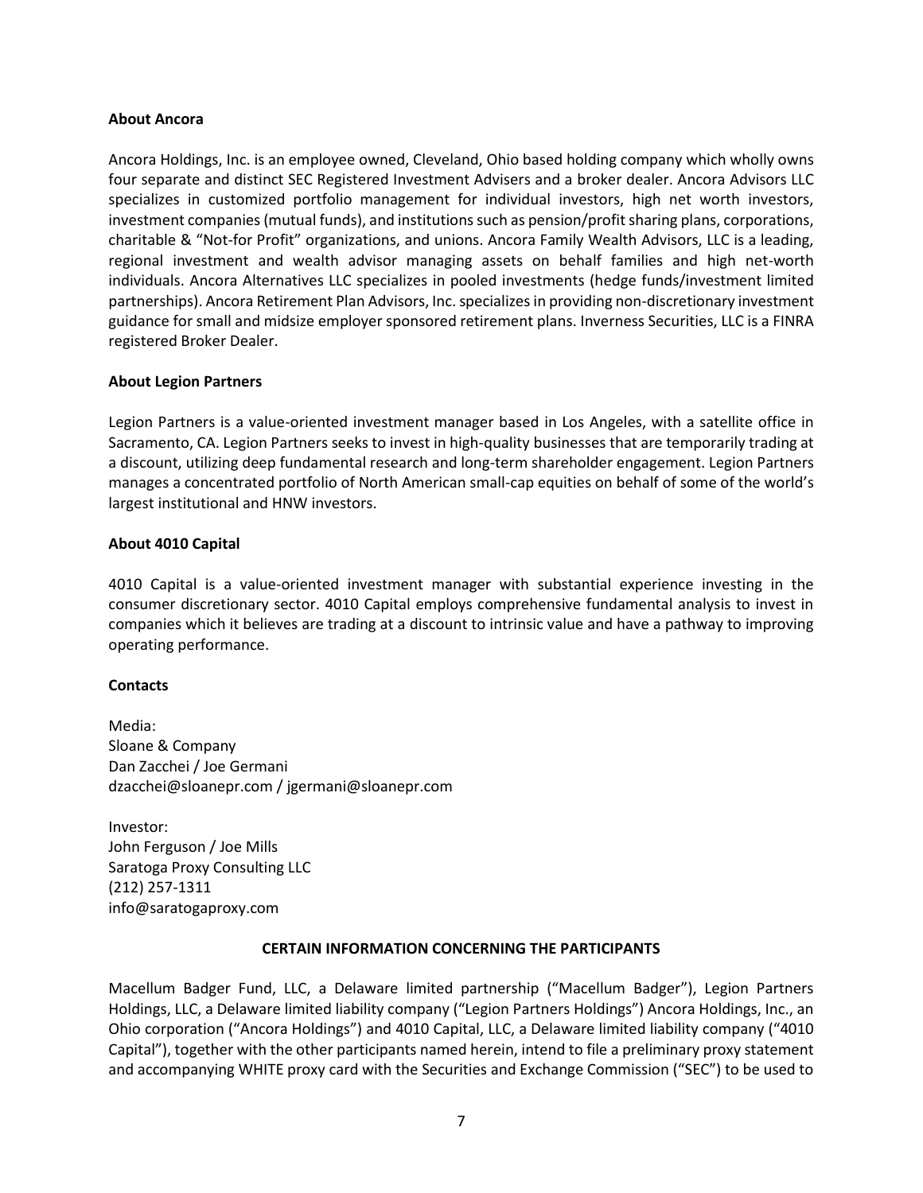**About Ancora**

Ancora Holdings, Inc. is an employee owned, Cleveland, Ohio based holding company which wholly owns four separate and distinct SEC Registered Investment Advisers and a broker dealer. Ancora Advisors LLC specializes in customized portfolio management for individual investors, high net worth investors, investment companies (mutual funds), and institutions such as pension/profit sharing plans, corporations, charitable & "Not-for Profit" organizations, and unions. Ancora Family Wealth Advisors, LLC is a leading, regional investment and wealth advisor managing assets on behalf families and high net-worth individuals. Ancora Alternatives LLC specializes in pooled investments (hedge funds/investment limited partnerships). Ancora Retirement Plan Advisors, Inc. specializes in providing non-discretionary investment guidance for small and midsize employer sponsored retirement plans. Inverness Securities, LLC is a FINRA registered Broker Dealer.

**About Legion Partners**

Legion Partners is a value-oriented investment manager based in Los Angeles, with a satellite office in Sacramento, CA. Legion Partners seeks to invest in high-quality businesses that are temporarily trading at a discount, utilizing deep fundamental research and long-term shareholder engagement. Legion Partners manages a concentrated portfolio of North American small-cap equities on behalf of some of the world's largest institutional and HNW investors.

**About 4010 Capital**

4010 Capital is a value-oriented investment manager with substantial experience investing in the consumer discretionary sector. 4010 Capital employs comprehensive fundamental analysis to invest in companies which it believes are trading at a discount to intrinsic value and have a pathway to improving operating performance.

**Contacts**

Media:
Sloane & Company
Dan Zacchei / Joe Germani
dzacchei@sloanepr.com / jgermani@sloanepr.com

Investor:
John Ferguson / Joe Mills
Saratoga Proxy Consulting LLC
(212) 257-1311
info@saratogaproxy.com

**CERTAIN INFORMATION CONCERNING THE PARTICIPANTS**

Macellum Badger Fund, LLC, a Delaware limited partnership ("Macellum Badger"), Legion Partners Holdings, LLC, a Delaware limited liability company ("Legion Partners Holdings") Ancora Holdings, Inc., an Ohio corporation ("Ancora Holdings") and 4010 Capital, LLC, a Delaware limited liability company ("4010 Capital"), together with the other participants named herein, intend to file a preliminary proxy statement and accompanying WHITE proxy card with the Securities and Exchange Commission ("SEC") to be used to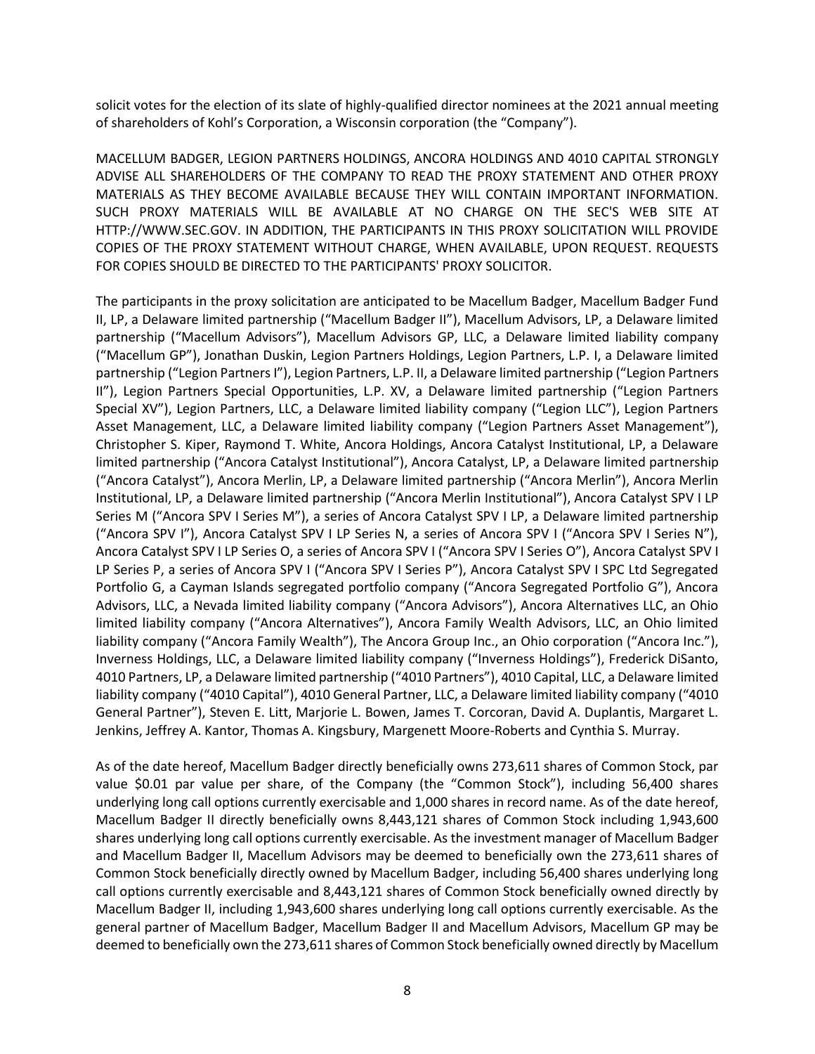solicit votes for the election of its slate of highly-qualified director nominees at the 2021 annual meeting of shareholders of Kohl's Corporation, a Wisconsin corporation (the "Company").

MACELLUM BADGER, LEGION PARTNERS HOLDINGS, ANCORA HOLDINGS AND 4010 CAPITAL STRONGLY ADVISE ALL SHAREHOLDERS OF THE COMPANY TO READ THE PROXY STATEMENT AND OTHER PROXY MATERIALS AS THEY BECOME AVAILABLE BECAUSE THEY WILL CONTAIN IMPORTANT INFORMATION. SUCH PROXY MATERIALS WILL BE AVAILABLE AT NO CHARGE ON THE SEC'S WEB SITE AT HTTP://WWW.SEC.GOV. IN ADDITION, THE PARTICIPANTS IN THIS PROXY SOLICITATION WILL PROVIDE COPIES OF THE PROXY STATEMENT WITHOUT CHARGE, WHEN AVAILABLE, UPON REQUEST. REQUESTS FOR COPIES SHOULD BE DIRECTED TO THE PARTICIPANTS' PROXY SOLICITOR.

The participants in the proxy solicitation are anticipated to be Macellum Badger, Macellum Badger Fund II, LP, a Delaware limited partnership ("Macellum Badger II"), Macellum Advisors, LP, a Delaware limited partnership ("Macellum Advisors"), Macellum Advisors GP, LLC, a Delaware limited liability company ("Macellum GP"), Jonathan Duskin, Legion Partners Holdings, Legion Partners, L.P. I, a Delaware limited partnership ("Legion Partners I"), Legion Partners, L.P. II, a Delaware limited partnership ("Legion Partners II"), Legion Partners Special Opportunities, L.P. XV, a Delaware limited partnership ("Legion Partners Special XV"), Legion Partners, LLC, a Delaware limited liability company ("Legion LLC"), Legion Partners Asset Management, LLC, a Delaware limited liability company ("Legion Partners Asset Management"), Christopher S. Kiper, Raymond T. White, Ancora Holdings, Ancora Catalyst Institutional, LP, a Delaware limited partnership ("Ancora Catalyst Institutional"), Ancora Catalyst, LP, a Delaware limited partnership ("Ancora Catalyst"), Ancora Merlin, LP, a Delaware limited partnership ("Ancora Merlin"), Ancora Merlin Institutional, LP, a Delaware limited partnership ("Ancora Merlin Institutional"), Ancora Catalyst SPV I LP Series M ("Ancora SPV I Series M"), a series of Ancora Catalyst SPV I LP, a Delaware limited partnership ("Ancora SPV I"), Ancora Catalyst SPV I LP Series N, a series of Ancora SPV I ("Ancora SPV I Series N"), Ancora Catalyst SPV I LP Series O, a series of Ancora SPV I ("Ancora SPV I Series O"), Ancora Catalyst SPV I LP Series P, a series of Ancora SPV I ("Ancora SPV I Series P"), Ancora Catalyst SPV I SPC Ltd Segregated Portfolio G, a Cayman Islands segregated portfolio company ("Ancora Segregated Portfolio G"), Ancora Advisors, LLC, a Nevada limited liability company ("Ancora Advisors"), Ancora Alternatives LLC, an Ohio limited liability company ("Ancora Alternatives"), Ancora Family Wealth Advisors, LLC, an Ohio limited liability company ("Ancora Family Wealth"), The Ancora Group Inc., an Ohio corporation ("Ancora Inc."), Inverness Holdings, LLC, a Delaware limited liability company ("Inverness Holdings"), Frederick DiSanto, 4010 Partners, LP, a Delaware limited partnership ("4010 Partners"), 4010 Capital, LLC, a Delaware limited liability company ("4010 Capital"), 4010 General Partner, LLC, a Delaware limited liability company ("4010 General Partner"), Steven E. Litt, Marjorie L. Bowen, James T. Corcoran, David A. Duplantis, Margaret L. Jenkins, Jeffrey A. Kantor, Thomas A. Kingsbury, Margenett Moore-Roberts and Cynthia S. Murray.

As of the date hereof, Macellum Badger directly beneficially owns 273,611 shares of Common Stock, par value $0.01 par value per share, of the Company (the "Common Stock"), including 56,400 shares underlying long call options currently exercisable and 1,000 shares in record name. As of the date hereof, Macellum Badger II directly beneficially owns 8,443,121 shares of Common Stock including 1,943,600 shares underlying long call options currently exercisable. As the investment manager of Macellum Badger and Macellum Badger II, Macellum Advisors may be deemed to beneficially own the 273,611 shares of Common Stock beneficially directly owned by Macellum Badger, including 56,400 shares underlying long call options currently exercisable and 8,443,121 shares of Common Stock beneficially owned directly by Macellum Badger II, including 1,943,600 shares underlying long call options currently exercisable. As the general partner of Macellum Badger, Macellum Badger II and Macellum Advisors, Macellum GP may be deemed to beneficially own the 273,611 shares of Common Stock beneficially owned directly by Macellum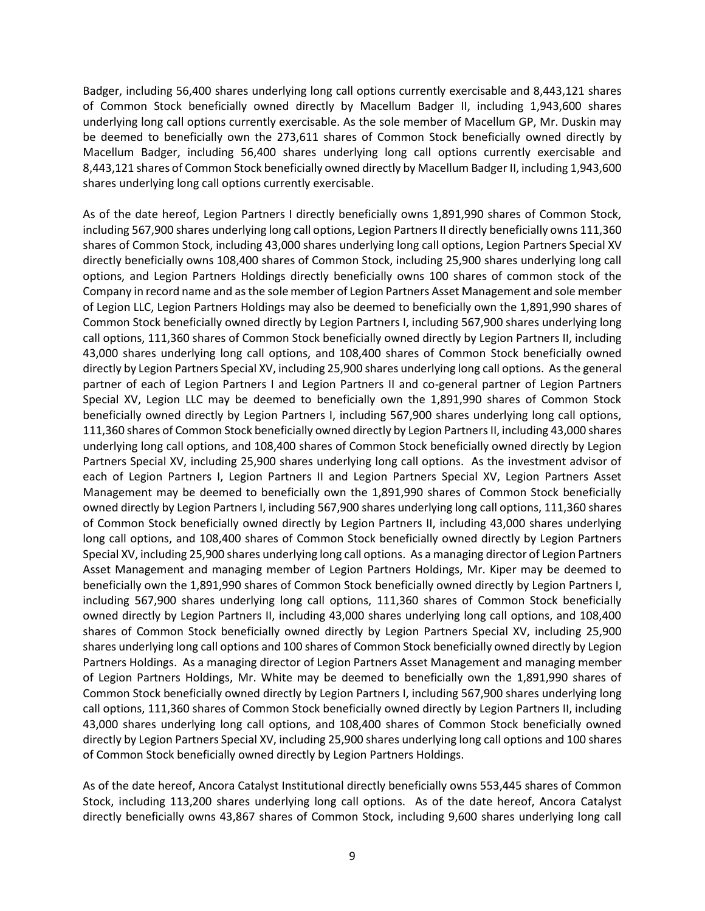Badger, including 56,400 shares underlying long call options currently exercisable and 8,443,121 shares of Common Stock beneficially owned directly by Macellum Badger II, including 1,943,600 shares underlying long call options currently exercisable. As the sole member of Macellum GP, Mr. Duskin may be deemed to beneficially own the 273,611 shares of Common Stock beneficially owned directly by Macellum Badger, including 56,400 shares underlying long call options currently exercisable and 8,443,121 shares of Common Stock beneficially owned directly by Macellum Badger II, including 1,943,600 shares underlying long call options currently exercisable.

As of the date hereof, Legion Partners I directly beneficially owns 1,891,990 shares of Common Stock, including 567,900 shares underlying long call options, Legion Partners II directly beneficially owns 111,360 shares of Common Stock, including 43,000 shares underlying long call options, Legion Partners Special XV directly beneficially owns 108,400 shares of Common Stock, including 25,900 shares underlying long call options, and Legion Partners Holdings directly beneficially owns 100 shares of common stock of the Company in record name and as the sole member of Legion Partners Asset Management and sole member of Legion LLC, Legion Partners Holdings may also be deemed to beneficially own the 1,891,990 shares of Common Stock beneficially owned directly by Legion Partners I, including 567,900 shares underlying long call options, 111,360 shares of Common Stock beneficially owned directly by Legion Partners II, including 43,000 shares underlying long call options, and 108,400 shares of Common Stock beneficially owned directly by Legion Partners Special XV, including 25,900 shares underlying long call options. As the general partner of each of Legion Partners I and Legion Partners II and co-general partner of Legion Partners Special XV, Legion LLC may be deemed to beneficially own the 1,891,990 shares of Common Stock beneficially owned directly by Legion Partners I, including 567,900 shares underlying long call options, 111,360 shares of Common Stock beneficially owned directly by Legion Partners II, including 43,000 shares underlying long call options, and 108,400 shares of Common Stock beneficially owned directly by Legion Partners Special XV, including 25,900 shares underlying long call options. As the investment advisor of each of Legion Partners I, Legion Partners II and Legion Partners Special XV, Legion Partners Asset Management may be deemed to beneficially own the 1,891,990 shares of Common Stock beneficially owned directly by Legion Partners I, including 567,900 shares underlying long call options, 111,360 shares of Common Stock beneficially owned directly by Legion Partners II, including 43,000 shares underlying long call options, and 108,400 shares of Common Stock beneficially owned directly by Legion Partners Special XV, including 25,900 shares underlying long call options. As a managing director of Legion Partners Asset Management and managing member of Legion Partners Holdings, Mr. Kiper may be deemed to beneficially own the 1,891,990 shares of Common Stock beneficially owned directly by Legion Partners I, including 567,900 shares underlying long call options, 111,360 shares of Common Stock beneficially owned directly by Legion Partners II, including 43,000 shares underlying long call options, and 108,400 shares of Common Stock beneficially owned directly by Legion Partners Special XV, including 25,900 shares underlying long call options and 100 shares of Common Stock beneficially owned directly by Legion Partners Holdings. As a managing director of Legion Partners Asset Management and managing member of Legion Partners Holdings, Mr. White may be deemed to beneficially own the 1,891,990 shares of Common Stock beneficially owned directly by Legion Partners I, including 567,900 shares underlying long call options, 111,360 shares of Common Stock beneficially owned directly by Legion Partners II, including 43,000 shares underlying long call options, and 108,400 shares of Common Stock beneficially owned directly by Legion Partners Special XV, including 25,900 shares underlying long call options and 100 shares of Common Stock beneficially owned directly by Legion Partners Holdings.

As of the date hereof, Ancora Catalyst Institutional directly beneficially owns 553,445 shares of Common Stock, including 113,200 shares underlying long call options. As of the date hereof, Ancora Catalyst directly beneficially owns 43,867 shares of Common Stock, including 9,600 shares underlying long call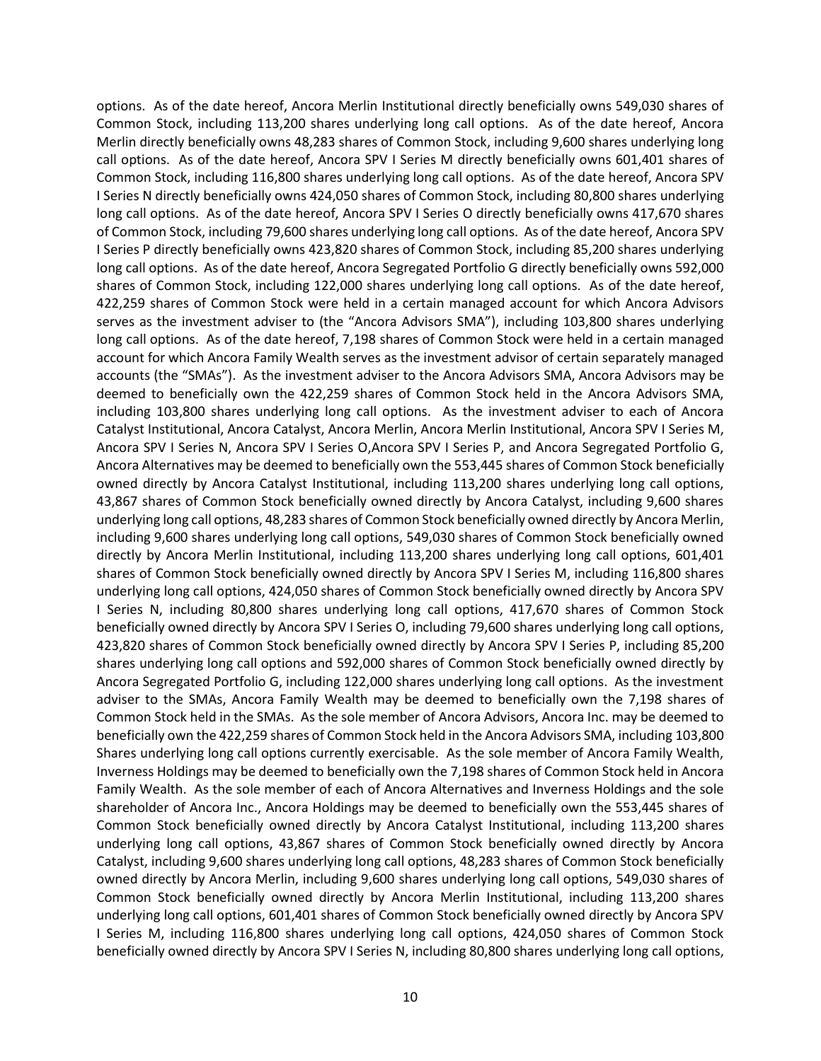options. As of the date hereof, Ancora Merlin Institutional directly beneficially owns 549,030 shares of Common Stock, including 113,200 shares underlying long call options. As of the date hereof, Ancora Merlin directly beneficially owns 48,283 shares of Common Stock, including 9,600 shares underlying long call options. As of the date hereof, Ancora SPV I Series M directly beneficially owns 601,401 shares of Common Stock, including 116,800 shares underlying long call options. As of the date hereof, Ancora SPV I Series N directly beneficially owns 424,050 shares of Common Stock, including 80,800 shares underlying long call options. As of the date hereof, Ancora SPV I Series O directly beneficially owns 417,670 shares of Common Stock, including 79,600 shares underlying long call options. As of the date hereof, Ancora SPV I Series P directly beneficially owns 423,820 shares of Common Stock, including 85,200 shares underlying long call options. As of the date hereof, Ancora Segregated Portfolio G directly beneficially owns 592,000 shares of Common Stock, including 122,000 shares underlying long call options. As of the date hereof, 422,259 shares of Common Stock were held in a certain managed account for which Ancora Advisors serves as the investment adviser to (the "Ancora Advisors SMA"), including 103,800 shares underlying long call options. As of the date hereof, 7,198 shares of Common Stock were held in a certain managed account for which Ancora Family Wealth serves as the investment advisor of certain separately managed accounts (the "SMAs"). As the investment adviser to the Ancora Advisors SMA, Ancora Advisors may be deemed to beneficially own the 422,259 shares of Common Stock held in the Ancora Advisors SMA, including 103,800 shares underlying long call options. As the investment adviser to each of Ancora Catalyst Institutional, Ancora Catalyst, Ancora Merlin, Ancora Merlin Institutional, Ancora SPV I Series M, Ancora SPV I Series N, Ancora SPV I Series O,Ancora SPV I Series P, and Ancora Segregated Portfolio G, Ancora Alternatives may be deemed to beneficially own the 553,445 shares of Common Stock beneficially owned directly by Ancora Catalyst Institutional, including 113,200 shares underlying long call options, 43,867 shares of Common Stock beneficially owned directly by Ancora Catalyst, including 9,600 shares underlying long call options, 48,283 shares of Common Stock beneficially owned directly by Ancora Merlin, including 9,600 shares underlying long call options, 549,030 shares of Common Stock beneficially owned directly by Ancora Merlin Institutional, including 113,200 shares underlying long call options, 601,401 shares of Common Stock beneficially owned directly by Ancora SPV I Series M, including 116,800 shares underlying long call options, 424,050 shares of Common Stock beneficially owned directly by Ancora SPV I Series N, including 80,800 shares underlying long call options, 417,670 shares of Common Stock beneficially owned directly by Ancora SPV I Series O, including 79,600 shares underlying long call options, 423,820 shares of Common Stock beneficially owned directly by Ancora SPV I Series P, including 85,200 shares underlying long call options and 592,000 shares of Common Stock beneficially owned directly by Ancora Segregated Portfolio G, including 122,000 shares underlying long call options. As the investment adviser to the SMAs, Ancora Family Wealth may be deemed to beneficially own the 7,198 shares of Common Stock held in the SMAs. As the sole member of Ancora Advisors, Ancora Inc. may be deemed to beneficially own the 422,259 shares of Common Stock held in the Ancora Advisors SMA, including 103,800 Shares underlying long call options currently exercisable. As the sole member of Ancora Family Wealth, Inverness Holdings may be deemed to beneficially own the 7,198 shares of Common Stock held in Ancora Family Wealth. As the sole member of each of Ancora Alternatives and Inverness Holdings and the sole shareholder of Ancora Inc., Ancora Holdings may be deemed to beneficially own the 553,445 shares of Common Stock beneficially owned directly by Ancora Catalyst Institutional, including 113,200 shares underlying long call options, 43,867 shares of Common Stock beneficially owned directly by Ancora Catalyst, including 9,600 shares underlying long call options, 48,283 shares of Common Stock beneficially owned directly by Ancora Merlin, including 9,600 shares underlying long call options, 549,030 shares of Common Stock beneficially owned directly by Ancora Merlin Institutional, including 113,200 shares underlying long call options, 601,401 shares of Common Stock beneficially owned directly by Ancora SPV I Series M, including 116,800 shares underlying long call options, 424,050 shares of Common Stock beneficially owned directly by Ancora SPV I Series N, including 80,800 shares underlying long call options,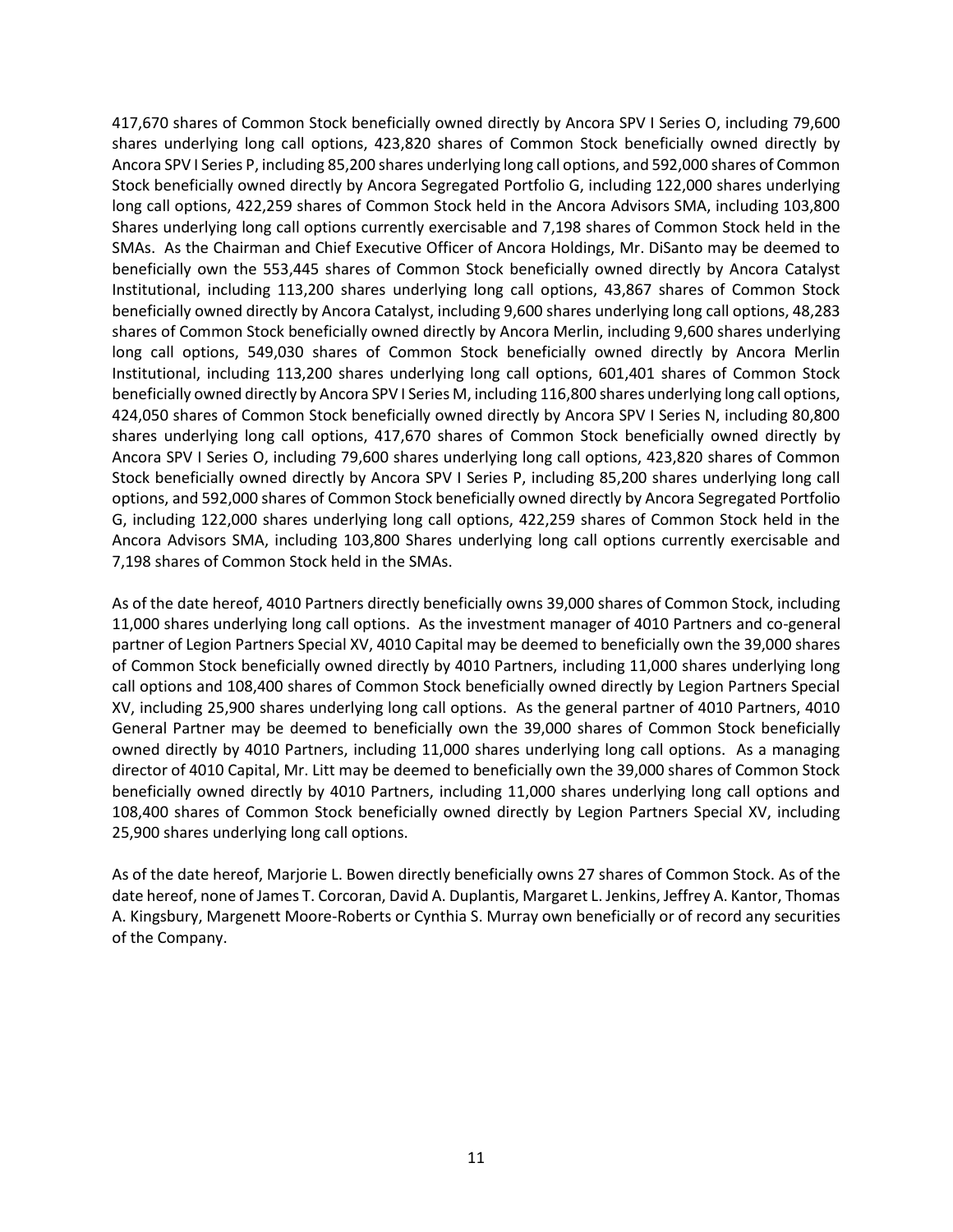417,670 shares of Common Stock beneficially owned directly by Ancora SPV I Series O, including 79,600 shares underlying long call options, 423,820 shares of Common Stock beneficially owned directly by Ancora SPV I Series P, including 85,200 shares underlying long call options, and 592,000 shares of Common Stock beneficially owned directly by Ancora Segregated Portfolio G, including 122,000 shares underlying long call options, 422,259 shares of Common Stock held in the Ancora Advisors SMA, including 103,800 Shares underlying long call options currently exercisable and 7,198 shares of Common Stock held in the SMAs. As the Chairman and Chief Executive Officer of Ancora Holdings, Mr. DiSanto may be deemed to beneficially own the 553,445 shares of Common Stock beneficially owned directly by Ancora Catalyst Institutional, including 113,200 shares underlying long call options, 43,867 shares of Common Stock beneficially owned directly by Ancora Catalyst, including 9,600 shares underlying long call options, 48,283 shares of Common Stock beneficially owned directly by Ancora Merlin, including 9,600 shares underlying long call options, 549,030 shares of Common Stock beneficially owned directly by Ancora Merlin Institutional, including 113,200 shares underlying long call options, 601,401 shares of Common Stock beneficially owned directly by Ancora SPV I Series M, including 116,800 shares underlying long call options, 424,050 shares of Common Stock beneficially owned directly by Ancora SPV I Series N, including 80,800 shares underlying long call options, 417,670 shares of Common Stock beneficially owned directly by Ancora SPV I Series O, including 79,600 shares underlying long call options, 423,820 shares of Common Stock beneficially owned directly by Ancora SPV I Series P, including 85,200 shares underlying long call options, and 592,000 shares of Common Stock beneficially owned directly by Ancora Segregated Portfolio G, including 122,000 shares underlying long call options, 422,259 shares of Common Stock held in the Ancora Advisors SMA, including 103,800 Shares underlying long call options currently exercisable and 7,198 shares of Common Stock held in the SMAs.

As of the date hereof, 4010 Partners directly beneficially owns 39,000 shares of Common Stock, including 11,000 shares underlying long call options. As the investment manager of 4010 Partners and co-general partner of Legion Partners Special XV, 4010 Capital may be deemed to beneficially own the 39,000 shares of Common Stock beneficially owned directly by 4010 Partners, including 11,000 shares underlying long call options and 108,400 shares of Common Stock beneficially owned directly by Legion Partners Special XV, including 25,900 shares underlying long call options. As the general partner of 4010 Partners, 4010 General Partner may be deemed to beneficially own the 39,000 shares of Common Stock beneficially owned directly by 4010 Partners, including 11,000 shares underlying long call options. As a managing director of 4010 Capital, Mr. Litt may be deemed to beneficially own the 39,000 shares of Common Stock beneficially owned directly by 4010 Partners, including 11,000 shares underlying long call options and 108,400 shares of Common Stock beneficially owned directly by Legion Partners Special XV, including 25,900 shares underlying long call options.

As of the date hereof, Marjorie L. Bowen directly beneficially owns 27 shares of Common Stock. As of the date hereof, none of James T. Corcoran, David A. Duplantis, Margaret L. Jenkins, Jeffrey A. Kantor, Thomas A. Kingsbury, Margenett Moore-Roberts or Cynthia S. Murray own beneficially or of record any securities of the Company.